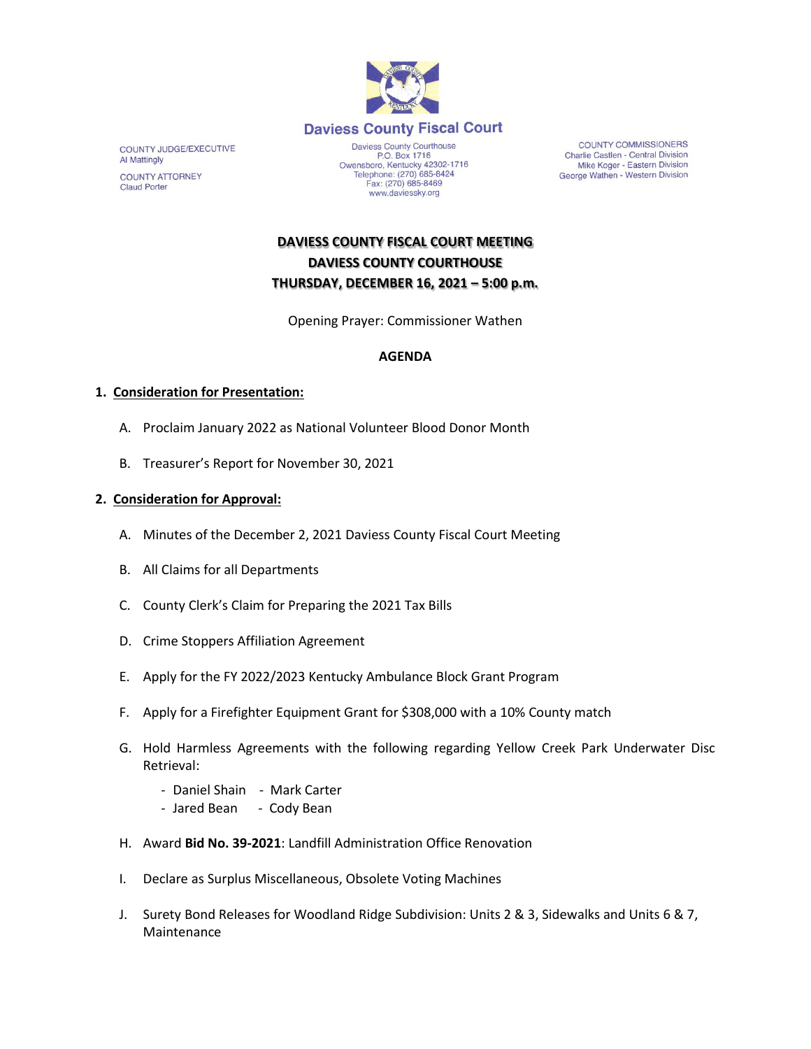Daviess County Fiscal Court

COUNTY JUDGE/EXECUTIVE
Al Mattingly

COUNTY ATTORNEY
Claud Porter

Daviess County Courthouse
P.O. Box 1716
Owensboro, Kentucky 42302-1716
Telephone: (270) 685-8424
Fax: (270) 685-8469
www.daviessky.org

COUNTY COMMISSIONERS
Charlie Castlen - Central Division
Mike Koger - Eastern Division
George Wathen - Western Division

**DAVIESS COUNTY FISCAL COURT MEETING**
**DAVIESS COUNTY COURTHOUSE**
**THURSDAY, DECEMBER 16, 2021 – 5:00 p.m.**

Opening Prayer: Commissioner Wathen

**AGENDA**

1. **Consideration for Presentation:**

   A. Proclaim January 2022 as National Volunteer Blood Donor Month

   B. Treasurer's Report for November 30, 2021

2. **Consideration for Approval:**

   A. Minutes of the December 2, 2021 Daviess County Fiscal Court Meeting

   B. All Claims for all Departments

   C. County Clerk's Claim for Preparing the 2021 Tax Bills

   D. Crime Stoppers Affiliation Agreement

   E. Apply for the FY 2022/2023 Kentucky Ambulance Block Grant Program

   F. Apply for a Firefighter Equipment Grant for $308,000 with a 10% County match

   G. Hold Harmless Agreements with the following regarding Yellow Creek Park Underwater Disc Retrieval:
      - Daniel Shain
      - Mark Carter
      - Jared Bean
      - Cody Bean

   H. Award **Bid No. 39-2021**: Landfill Administration Office Renovation

   I. Declare as Surplus Miscellaneous, Obsolete Voting Machines

   J. Surety Bond Releases for Woodland Ridge Subdivision: Units 2 & 3, Sidewalks and Units 6 & 7, Maintenance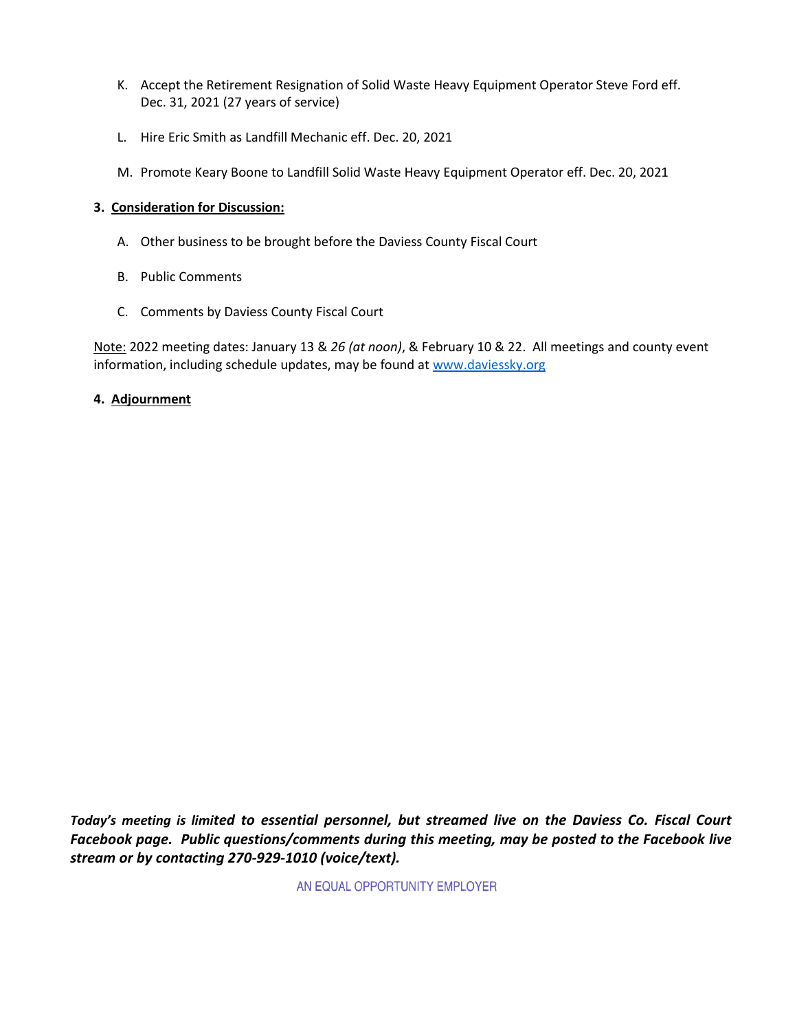K. Accept the Retirement Resignation of Solid Waste Heavy Equipment Operator Steve Ford eff. Dec. 31, 2021 (27 years of service)

L. Hire Eric Smith as Landfill Mechanic eff. Dec. 20, 2021

M. Promote Keary Boone to Landfill Solid Waste Heavy Equipment Operator eff. Dec. 20, 2021

**3. Consideration for Discussion:**

A. Other business to be brought before the Daviess County Fiscal Court

B. Public Comments

C. Comments by Daviess County Fiscal Court

Note: 2022 meeting dates: January 13 & *26 (at noon)*, & February 10 & 22. All meetings and county event information, including schedule updates, may be found at www.daviessky.org

**4. Adjournment**

***Today's meeting is limited to essential personnel, but streamed live on the Daviess Co. Fiscal Court Facebook page. Public questions/comments during this meeting, may be posted to the Facebook live stream or by contacting 270-929-1010 (voice/text).***

AN EQUAL OPPORTUNITY EMPLOYER